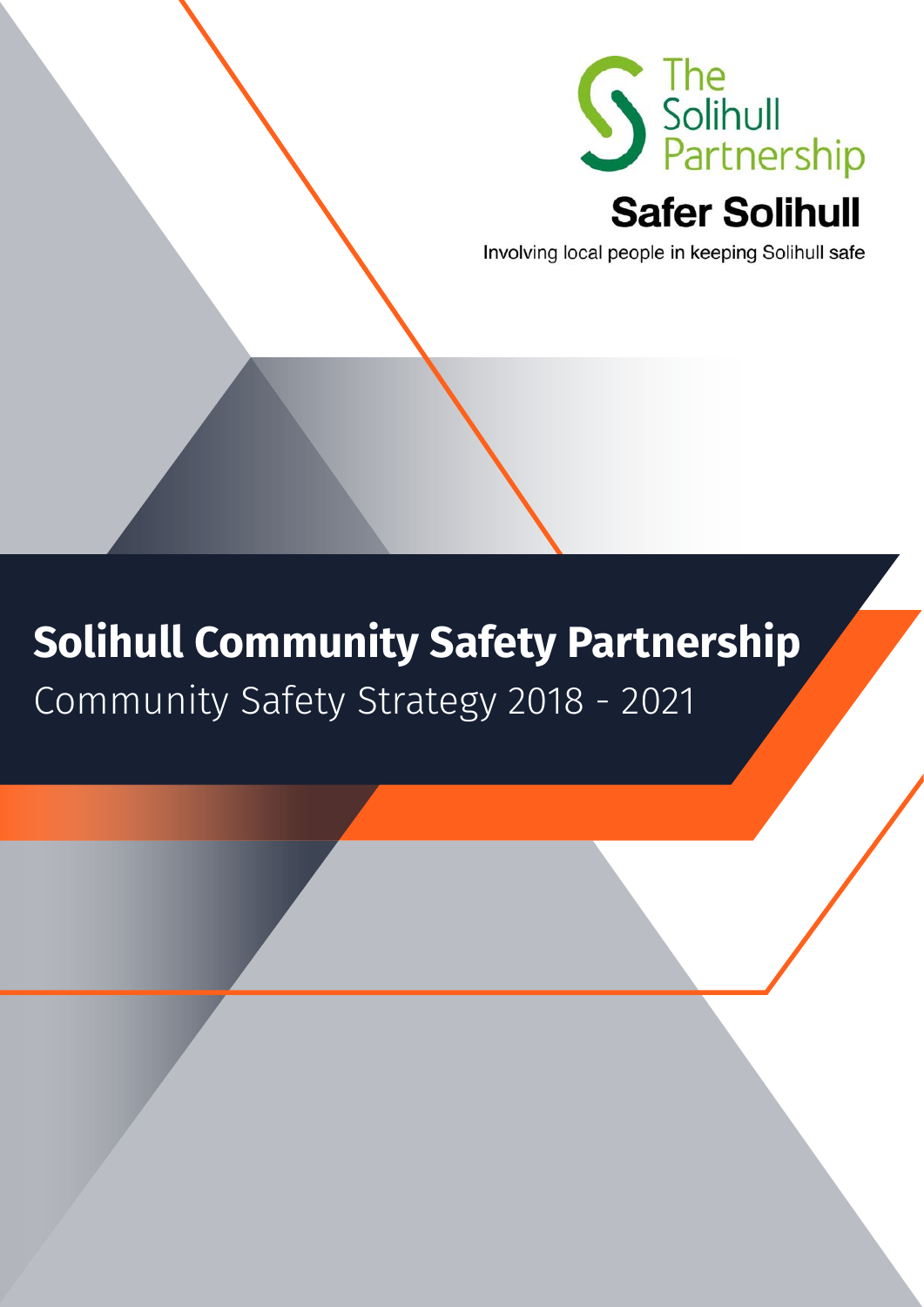The Solihull Partnership

**Safer Solihull**

Involving local people in keeping Solihull safe

# Solihull Community Safety Partnership

## Community Safety Strategy 2018 - 2021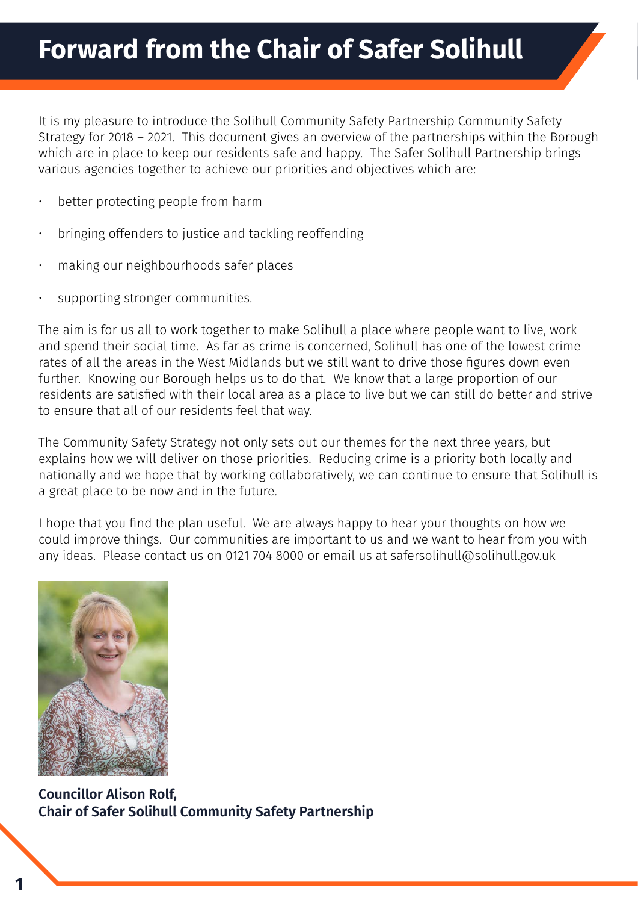# Forward from the Chair of Safer Solihull

It is my pleasure to introduce the Solihull Community Safety Partnership Community Safety Strategy for 2018 – 2021. This document gives an overview of the partnerships within the Borough which are in place to keep our residents safe and happy. The Safer Solihull Partnership brings various agencies together to achieve our priorities and objectives which are:

- better protecting people from harm
- bringing offenders to justice and tackling reoffending
- making our neighbourhoods safer places
- supporting stronger communities.

The aim is for us all to work together to make Solihull a place where people want to live, work and spend their social time. As far as crime is concerned, Solihull has one of the lowest crime rates of all the areas in the West Midlands but we still want to drive those figures down even further. Knowing our Borough helps us to do that. We know that a large proportion of our residents are satisfied with their local area as a place to live but we can still do better and strive to ensure that all of our residents feel that way.

The Community Safety Strategy not only sets out our themes for the next three years, but explains how we will deliver on those priorities. Reducing crime is a priority both locally and nationally and we hope that by working collaboratively, we can continue to ensure that Solihull is a great place to be now and in the future.

I hope that you find the plan useful. We are always happy to hear your thoughts on how we could improve things. Our communities are important to us and we want to hear from you with any ideas. Please contact us on 0121 704 8000 or email us at safersolihull@solihull.gov.uk

**Councillor Alison Rolf,**
**Chair of Safer Solihull Community Safety Partnership**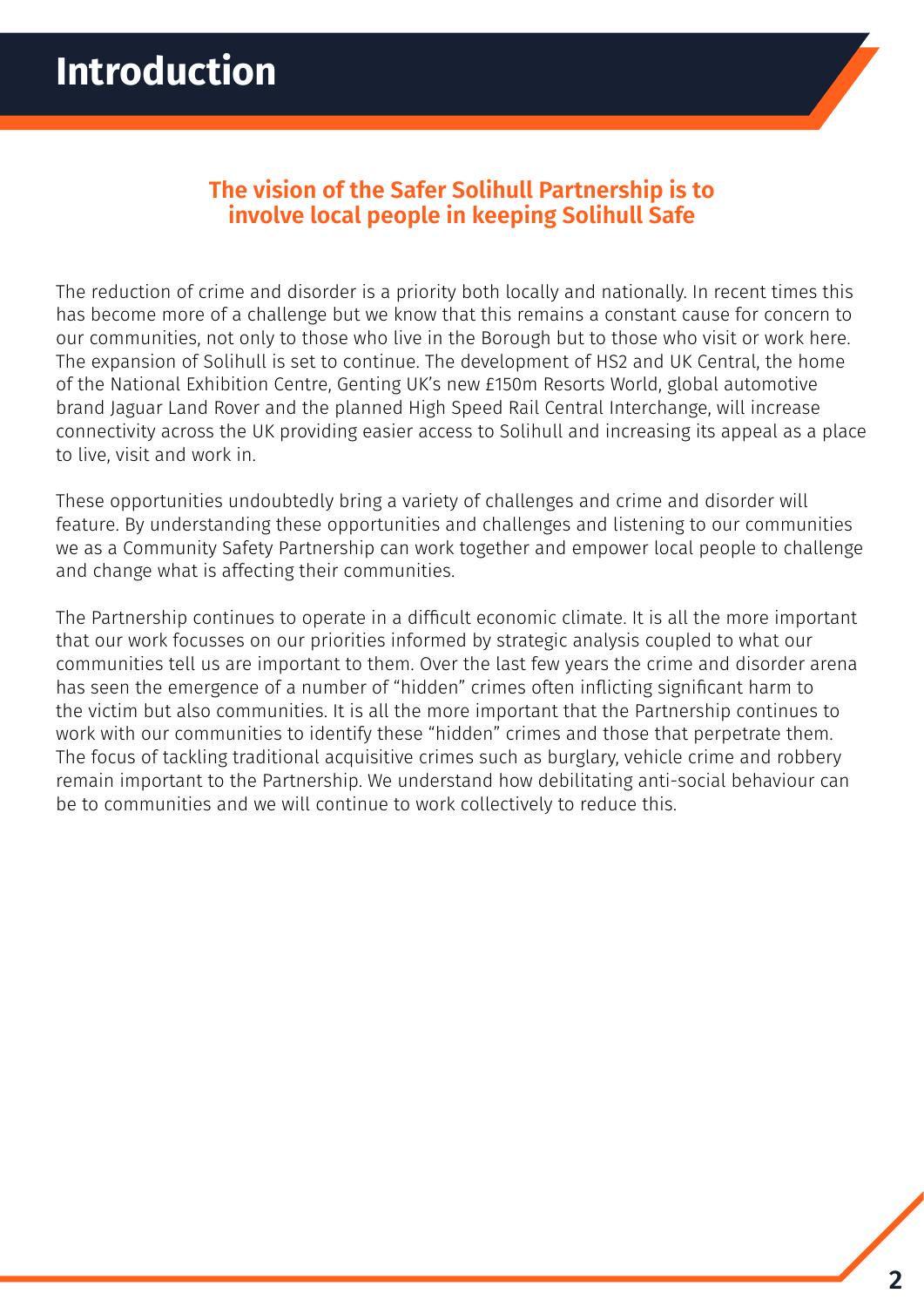# Introduction

**The vision of the Safer Solihull Partnership is to involve local people in keeping Solihull Safe**

The reduction of crime and disorder is a priority both locally and nationally. In recent times this has become more of a challenge but we know that this remains a constant cause for concern to our communities, not only to those who live in the Borough but to those who visit or work here. The expansion of Solihull is set to continue. The development of HS2 and UK Central, the home of the National Exhibition Centre, Genting UK's new £150m Resorts World, global automotive brand Jaguar Land Rover and the planned High Speed Rail Central Interchange, will increase connectivity across the UK providing easier access to Solihull and increasing its appeal as a place to live, visit and work in.

These opportunities undoubtedly bring a variety of challenges and crime and disorder will feature. By understanding these opportunities and challenges and listening to our communities we as a Community Safety Partnership can work together and empower local people to challenge and change what is affecting their communities.

The Partnership continues to operate in a difficult economic climate. It is all the more important that our work focusses on our priorities informed by strategic analysis coupled to what our communities tell us are important to them. Over the last few years the crime and disorder arena has seen the emergence of a number of "hidden" crimes often inflicting significant harm to the victim but also communities. It is all the more important that the Partnership continues to work with our communities to identify these "hidden" crimes and those that perpetrate them. The focus of tackling traditional acquisitive crimes such as burglary, vehicle crime and robbery remain important to the Partnership. We understand how debilitating anti-social behaviour can be to communities and we will continue to work collectively to reduce this.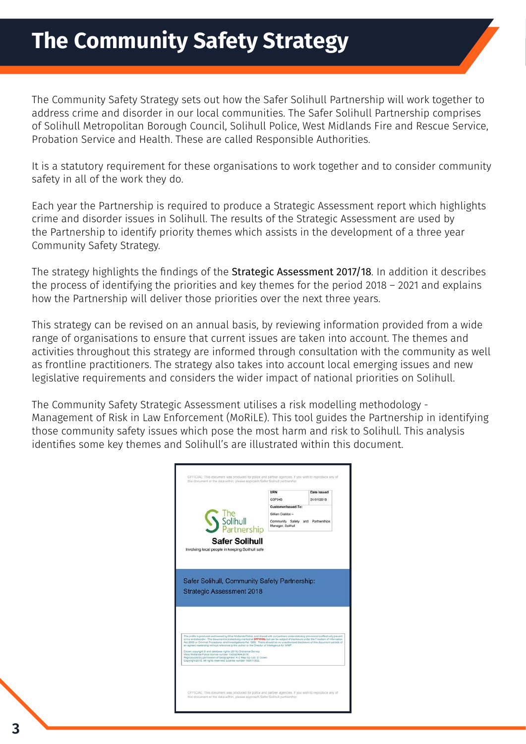# The Community Safety Strategy

The Community Safety Strategy sets out how the Safer Solihull Partnership will work together to address crime and disorder in our local communities. The Safer Solihull Partnership comprises of Solihull Metropolitan Borough Council, Solihull Police, West Midlands Fire and Rescue Service, Probation Service and Health. These are called Responsible Authorities.

It is a statutory requirement for these organisations to work together and to consider community safety in all of the work they do.

Each year the Partnership is required to produce a Strategic Assessment report which highlights crime and disorder issues in Solihull. The results of the Strategic Assessment are used by the Partnership to identify priority themes which assists in the development of a three year Community Safety Strategy.

The strategy highlights the findings of the Strategic Assessment 2017/18. In addition it describes the process of identifying the priorities and key themes for the period 2018 – 2021 and explains how the Partnership will deliver those priorities over the next three years.

This strategy can be revised on an annual basis, by reviewing information provided from a wide range of organisations to ensure that current issues are taken into account. The themes and activities throughout this strategy are informed through consultation with the community as well as frontline practitioners. The strategy also takes into account local emerging issues and new legislative requirements and considers the wider impact of national priorities on Solihull.

The Community Safety Strategic Assessment utilises a risk modelling methodology - Management of Risk in Law Enforcement (MoRiLE). This tool guides the Partnership in identifying those community safety issues which pose the most harm and risk to Solihull. This analysis identifies some key themes and Solihull's are illustrated within this document.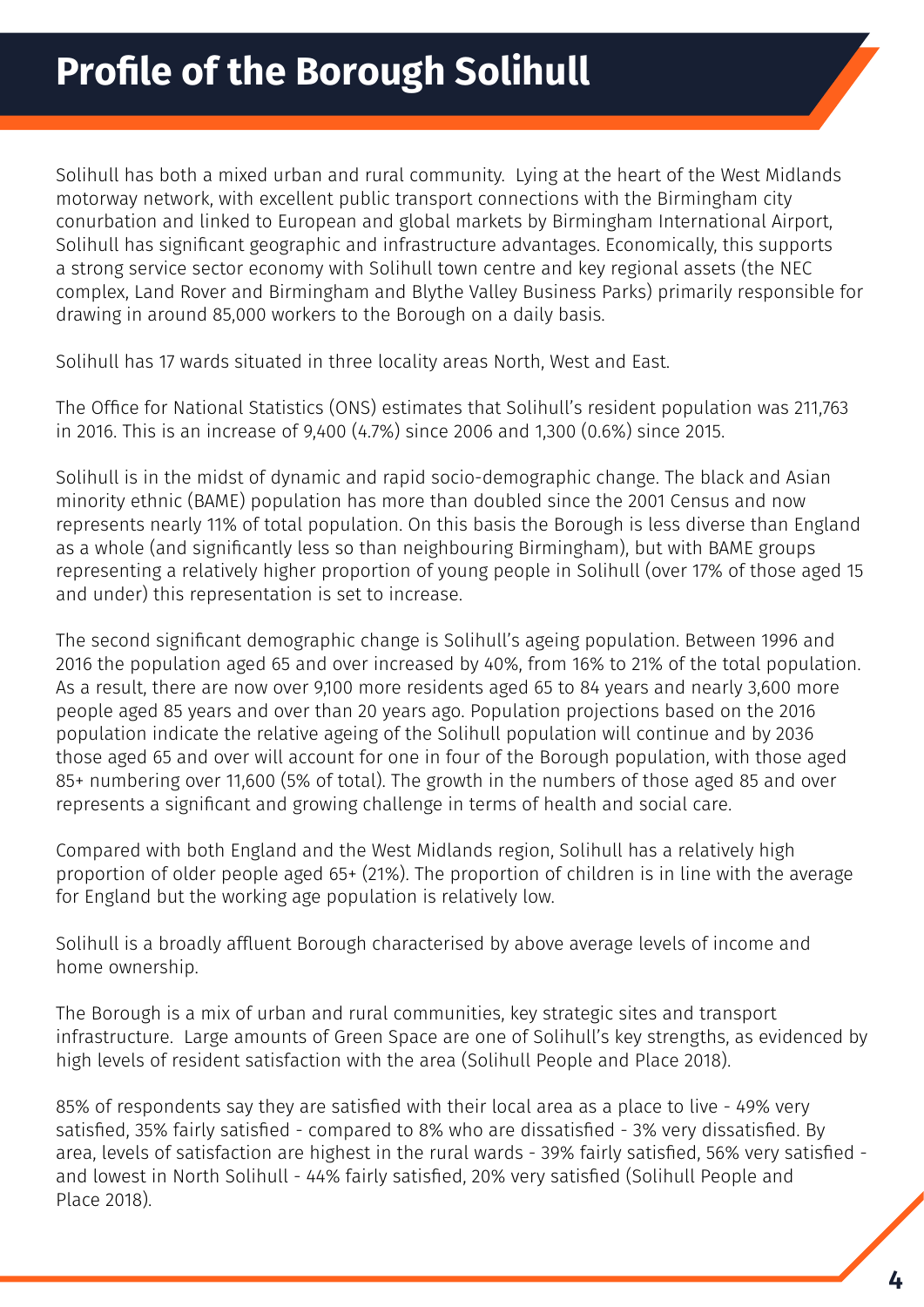# Profile of the Borough Solihull

Solihull has both a mixed urban and rural community. Lying at the heart of the West Midlands motorway network, with excellent public transport connections with the Birmingham city conurbation and linked to European and global markets by Birmingham International Airport, Solihull has significant geographic and infrastructure advantages. Economically, this supports a strong service sector economy with Solihull town centre and key regional assets (the NEC complex, Land Rover and Birmingham and Blythe Valley Business Parks) primarily responsible for drawing in around 85,000 workers to the Borough on a daily basis.

Solihull has 17 wards situated in three locality areas North, West and East.

The Office for National Statistics (ONS) estimates that Solihull's resident population was 211,763 in 2016. This is an increase of 9,400 (4.7%) since 2006 and 1,300 (0.6%) since 2015.

Solihull is in the midst of dynamic and rapid socio-demographic change. The black and Asian minority ethnic (BAME) population has more than doubled since the 2001 Census and now represents nearly 11% of total population. On this basis the Borough is less diverse than England as a whole (and significantly less so than neighbouring Birmingham), but with BAME groups representing a relatively higher proportion of young people in Solihull (over 17% of those aged 15 and under) this representation is set to increase.

The second significant demographic change is Solihull's ageing population. Between 1996 and 2016 the population aged 65 and over increased by 40%, from 16% to 21% of the total population. As a result, there are now over 9,100 more residents aged 65 to 84 years and nearly 3,600 more people aged 85 years and over than 20 years ago. Population projections based on the 2016 population indicate the relative ageing of the Solihull population will continue and by 2036 those aged 65 and over will account for one in four of the Borough population, with those aged 85+ numbering over 11,600 (5% of total). The growth in the numbers of those aged 85 and over represents a significant and growing challenge in terms of health and social care.

Compared with both England and the West Midlands region, Solihull has a relatively high proportion of older people aged 65+ (21%). The proportion of children is in line with the average for England but the working age population is relatively low.

Solihull is a broadly affluent Borough characterised by above average levels of income and home ownership.

The Borough is a mix of urban and rural communities, key strategic sites and transport infrastructure. Large amounts of Green Space are one of Solihull's key strengths, as evidenced by high levels of resident satisfaction with the area (Solihull People and Place 2018).

85% of respondents say they are satisfied with their local area as a place to live - 49% very satisfied, 35% fairly satisfied - compared to 8% who are dissatisfied - 3% very dissatisfied. By area, levels of satisfaction are highest in the rural wards - 39% fairly satisfied, 56% very satisfied - and lowest in North Solihull - 44% fairly satisfied, 20% very satisfied (Solihull People and Place 2018).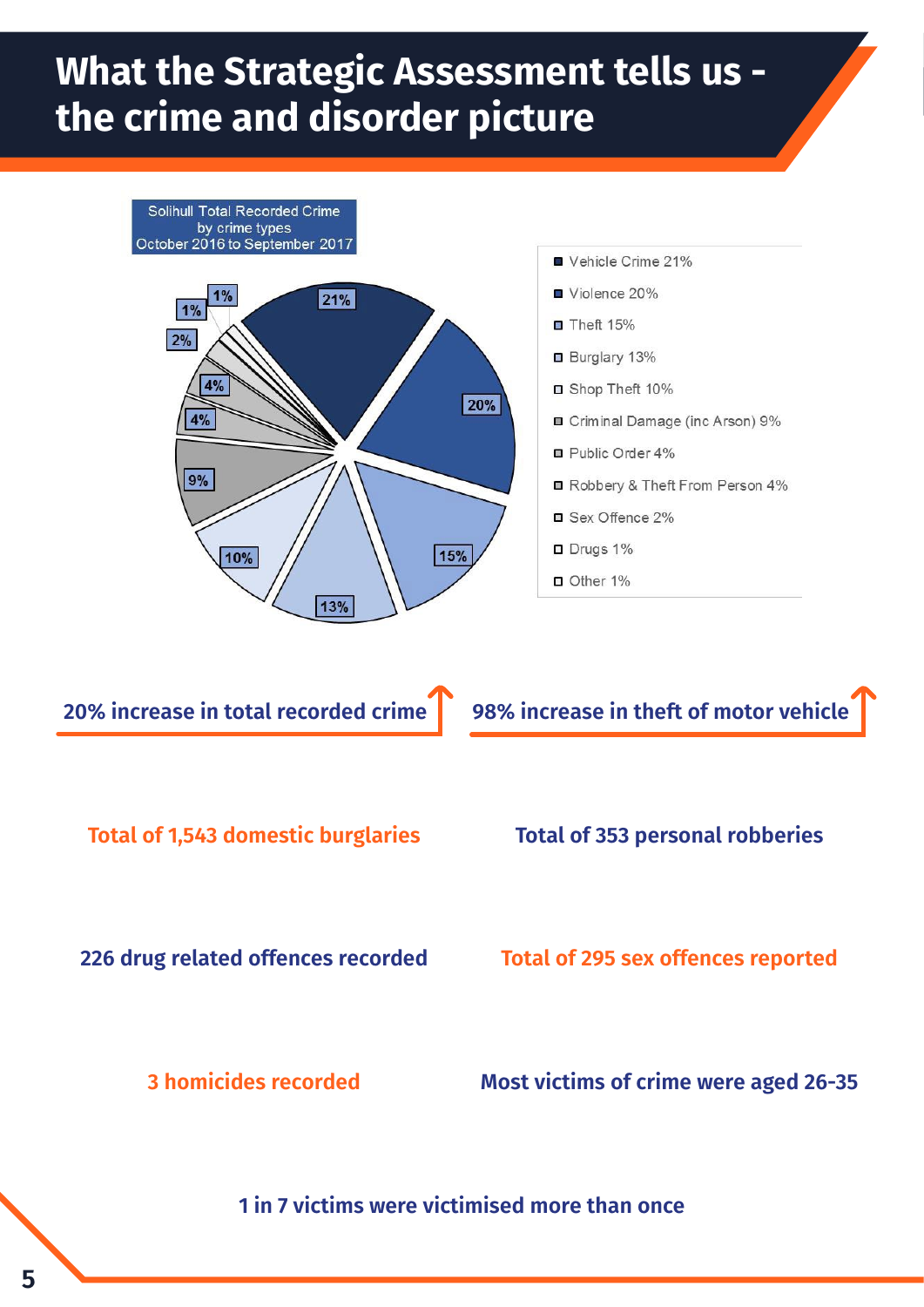# What the Strategic Assessment tells us - the crime and disorder picture

Solihull Total Recorded Crime by crime types October 2016 to September 2017

- Vehicle Crime 21%
- Violence 20%
- Theft 15%
- Burglary 13%
- Shop Theft 10%
- Criminal Damage (inc Arson) 9%
- Public Order 4%
- Robbery & Theft From Person 4%
- Sex Offence 2%
- Drugs 1%
- Other 1%

**20% increase in total recorded crime**

**98% increase in theft of motor vehicle**

**Total of 1,543 domestic burglaries**

**Total of 353 personal robberies**

**226 drug related offences recorded**

**Total of 295 sex offences reported**

**3 homicides recorded**

**Most victims of crime were aged 26-35**

**1 in 7 victims were victimised more than once**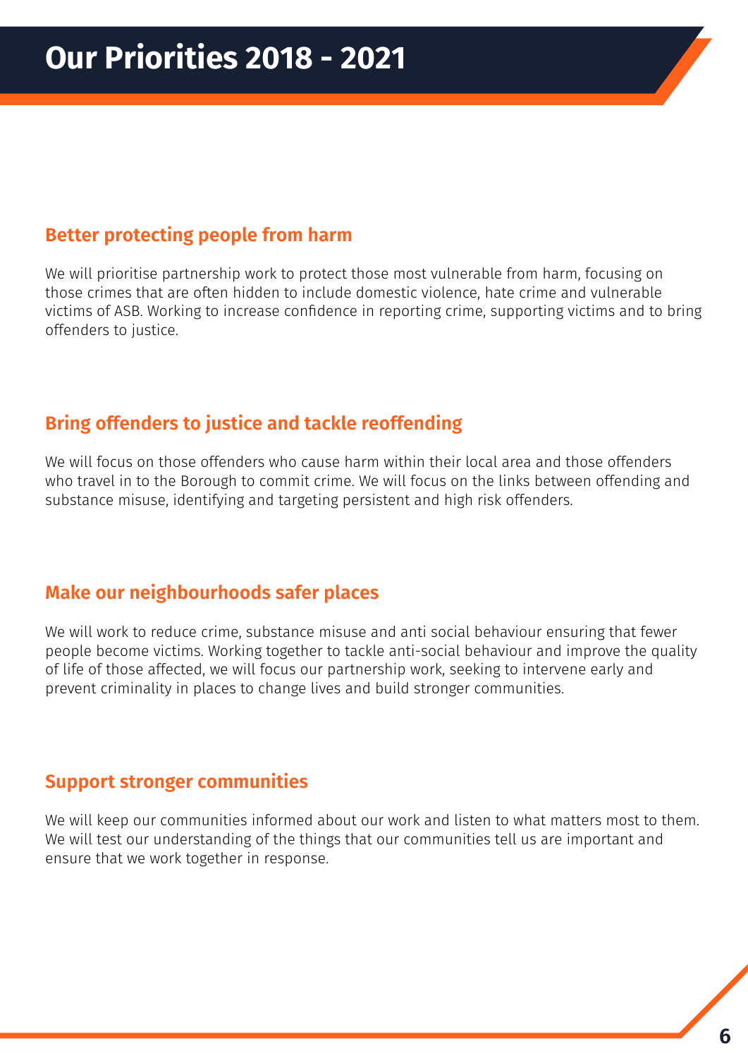# Our Priorities 2018 - 2021

## Better protecting people from harm

We will prioritise partnership work to protect those most vulnerable from harm, focusing on those crimes that are often hidden to include domestic violence, hate crime and vulnerable victims of ASB. Working to increase confidence in reporting crime, supporting victims and to bring offenders to justice.

## Bring offenders to justice and tackle reoffending

We will focus on those offenders who cause harm within their local area and those offenders who travel in to the Borough to commit crime. We will focus on the links between offending and substance misuse, identifying and targeting persistent and high risk offenders.

## Make our neighbourhoods safer places

We will work to reduce crime, substance misuse and anti social behaviour ensuring that fewer people become victims. Working together to tackle anti-social behaviour and improve the quality of life of those affected, we will focus our partnership work, seeking to intervene early and prevent criminality in places to change lives and build stronger communities.

## Support stronger communities

We will keep our communities informed about our work and listen to what matters most to them. We will test our understanding of the things that our communities tell us are important and ensure that we work together in response.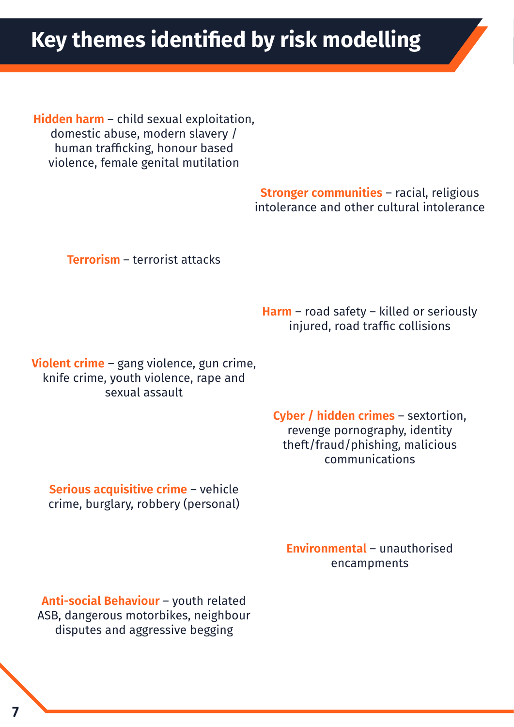# Key themes identified by risk modelling

**Hidden harm** – child sexual exploitation, domestic abuse, modern slavery / human trafficking, honour based violence, female genital mutilation

**Stronger communities** – racial, religious intolerance and other cultural intolerance

**Terrorism** – terrorist attacks

**Harm** – road safety – killed or seriously injured, road traffic collisions

**Violent crime** – gang violence, gun crime, knife crime, youth violence, rape and sexual assault

**Cyber / hidden crimes** – sextortion, revenge pornography, identity theft/fraud/phishing, malicious communications

**Serious acquisitive crime** – vehicle crime, burglary, robbery (personal)

**Environmental** – unauthorised encampments

**Anti-social Behaviour** – youth related ASB, dangerous motorbikes, neighbour disputes and aggressive begging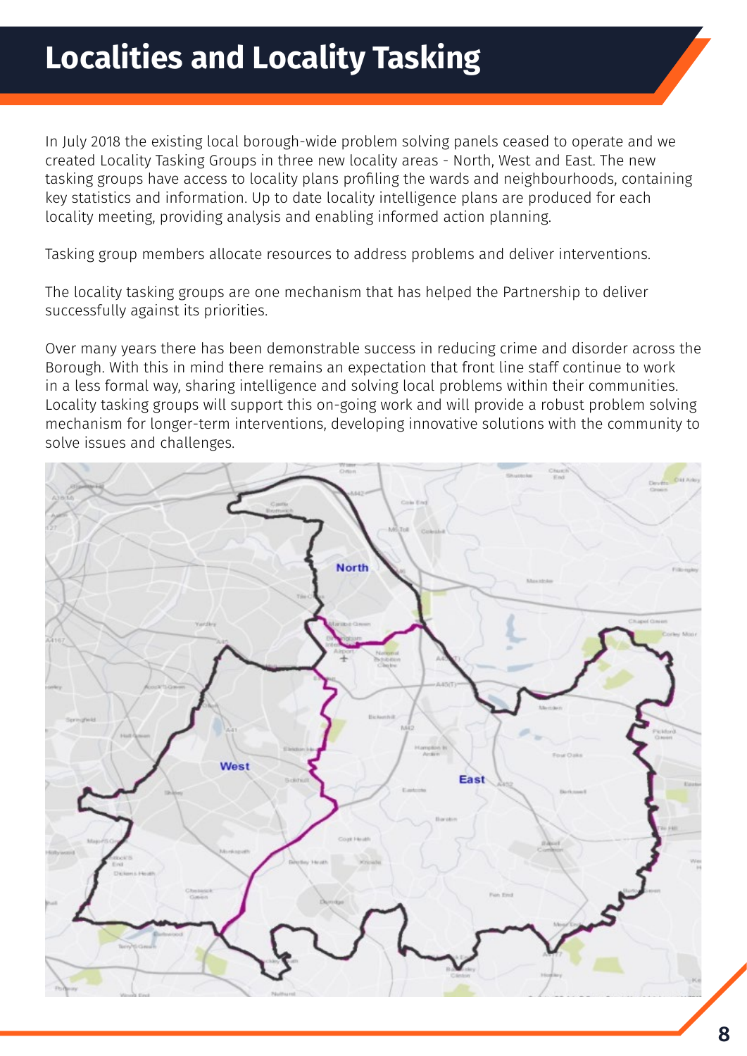# Localities and Locality Tasking

In July 2018 the existing local borough-wide problem solving panels ceased to operate and we created Locality Tasking Groups in three new locality areas - North, West and East. The new tasking groups have access to locality plans profiling the wards and neighbourhoods, containing key statistics and information. Up to date locality intelligence plans are produced for each locality meeting, providing analysis and enabling informed action planning.

Tasking group members allocate resources to address problems and deliver interventions.

The locality tasking groups are one mechanism that has helped the Partnership to deliver successfully against its priorities.

Over many years there has been demonstrable success in reducing crime and disorder across the Borough. With this in mind there remains an expectation that front line staff continue to work in a less formal way, sharing intelligence and solving local problems within their communities. Locality tasking groups will support this on-going work and will provide a robust problem solving mechanism for longer-term interventions, developing innovative solutions with the community to solve issues and challenges.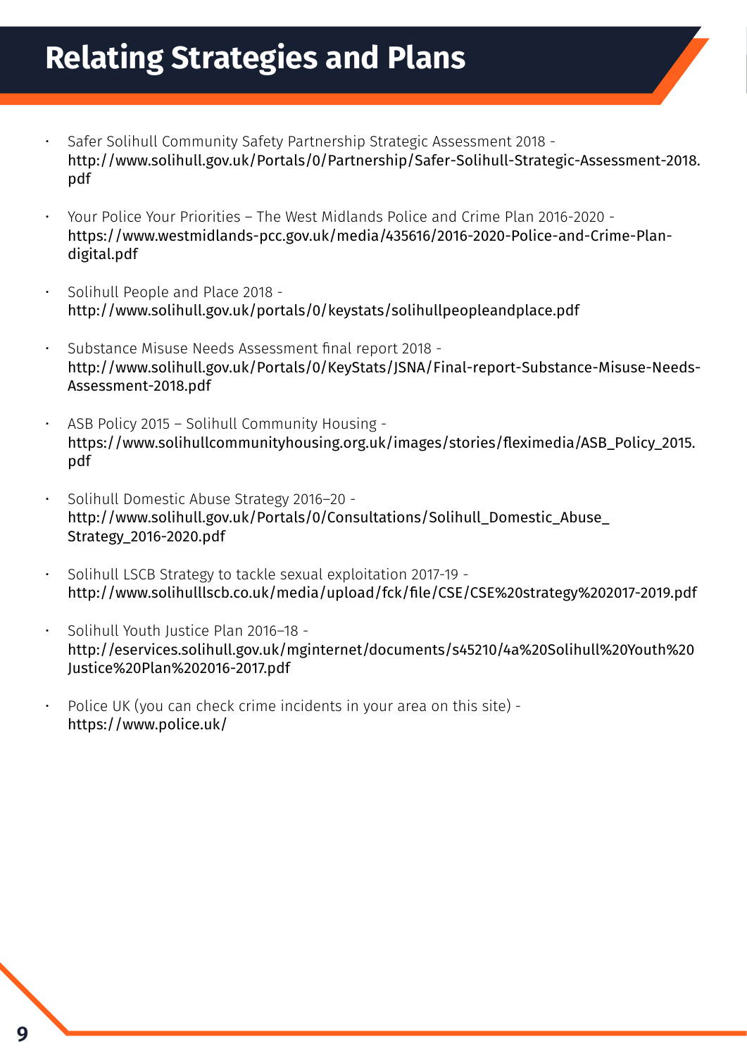# Relating Strategies and Plans

- Safer Solihull Community Safety Partnership Strategic Assessment 2018 - http://www.solihull.gov.uk/Portals/0/Partnership/Safer-Solihull-Strategic-Assessment-2018.pdf
- Your Police Your Priorities – The West Midlands Police and Crime Plan 2016-2020 - https://www.westmidlands-pcc.gov.uk/media/435616/2016-2020-Police-and-Crime-Plan-digital.pdf
- Solihull People and Place 2018 - http://www.solihull.gov.uk/portals/0/keystats/solihullpeopleandplace.pdf
- Substance Misuse Needs Assessment final report 2018 - http://www.solihull.gov.uk/Portals/0/KeyStats/JSNA/Final-report-Substance-Misuse-Needs-Assessment-2018.pdf
- ASB Policy 2015 – Solihull Community Housing - https://www.solihullcommunityhousing.org.uk/images/stories/fleximedia/ASB_Policy_2015.pdf
- Solihull Domestic Abuse Strategy 2016–20 - http://www.solihull.gov.uk/Portals/0/Consultations/Solihull_Domestic_Abuse_Strategy_2016-2020.pdf
- Solihull LSCB Strategy to tackle sexual exploitation 2017-19 - http://www.solihulllscb.co.uk/media/upload/fck/file/CSE/CSE%20strategy%202017-2019.pdf
- Solihull Youth Justice Plan 2016–18 - http://eservices.solihull.gov.uk/mginternet/documents/s45210/4a%20Solihull%20Youth%20Justice%20Plan%202016-2017.pdf
- Police UK (you can check crime incidents in your area on this site) - https://www.police.uk/